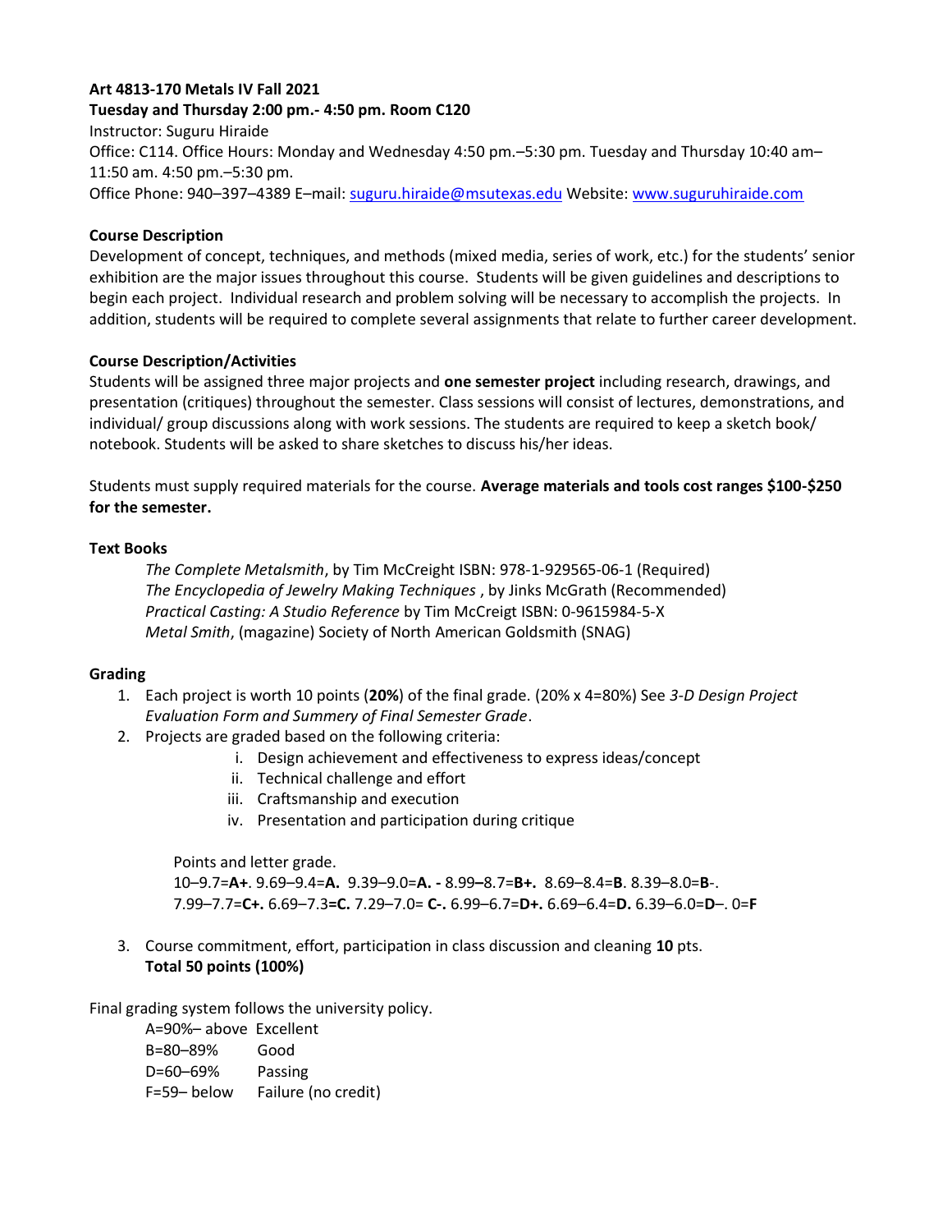**Art 4813-170 Metals IV Fall 2021**

**Tuesday and Thursday 2:00 pm.- 4:50 pm. Room C120**

Instructor: Suguru Hiraide

Office: C114. Office Hours: Monday and Wednesday 4:50 pm.–5:30 pm. Tuesday and Thursday 10:40 am–11:50 am. 4:50 pm.–5:30 pm.

Office Phone: 940–397–4389 E–mail: suguru.hiraide@msutexas.edu Website: www.suguruhiraide.com

**Course Description**

Development of concept, techniques, and methods (mixed media, series of work, etc.) for the students' senior exhibition are the major issues throughout this course. Students will be given guidelines and descriptions to begin each project. Individual research and problem solving will be necessary to accomplish the projects. In addition, students will be required to complete several assignments that relate to further career development.

**Course Description/Activities**

Students will be assigned three major projects and **one semester project** including research, drawings, and presentation (critiques) throughout the semester. Class sessions will consist of lectures, demonstrations, and individual/ group discussions along with work sessions. The students are required to keep a sketch book/ notebook. Students will be asked to share sketches to discuss his/her ideas.

Students must supply required materials for the course. **Average materials and tools cost ranges $100-$250 for the semester.**

**Text Books**

*The Complete Metalsmith*, by Tim McCreight ISBN: 978-1-929565-06-1 (Required)
*The Encyclopedia of Jewelry Making Techniques* , by Jinks McGrath (Recommended)
*Practical Casting: A Studio Reference* by Tim McCreigt ISBN: 0-9615984-5-X
*Metal Smith*, (magazine) Society of North American Goldsmith (SNAG)

**Grading**

1. Each project is worth 10 points (**20%**) of the final grade. (20% x 4=80%) See *3-D Design Project Evaluation Form and Summery of Final Semester Grade*.
2. Projects are graded based on the following criteria:
   i. Design achievement and effectiveness to express ideas/concept
   ii. Technical challenge and effort
   iii. Craftsmanship and execution
   iv. Presentation and participation during critique

   Points and letter grade.
   10–9.7=**A+**. 9.69–9.4=**A.** 9.39–9.0=**A. -** 8.99–8.7=**B+.** 8.69–8.4=**B**. 8.39–8.0=**B**-. 7.99–7.7=**C+.** 6.69–7.3**=C.** 7.29–7.0= **C-.** 6.99–6.7=**D+.** 6.69–6.4=**D.** 6.39–6.0=**D**–. 0=**F**

3. Course commitment, effort, participation in class discussion and cleaning **10** pts.
   **Total 50 points (100%)**

Final grading system follows the university policy.

A=90%– above Excellent
B=80–89% Good
D=60–69% Passing
F=59– below Failure (no credit)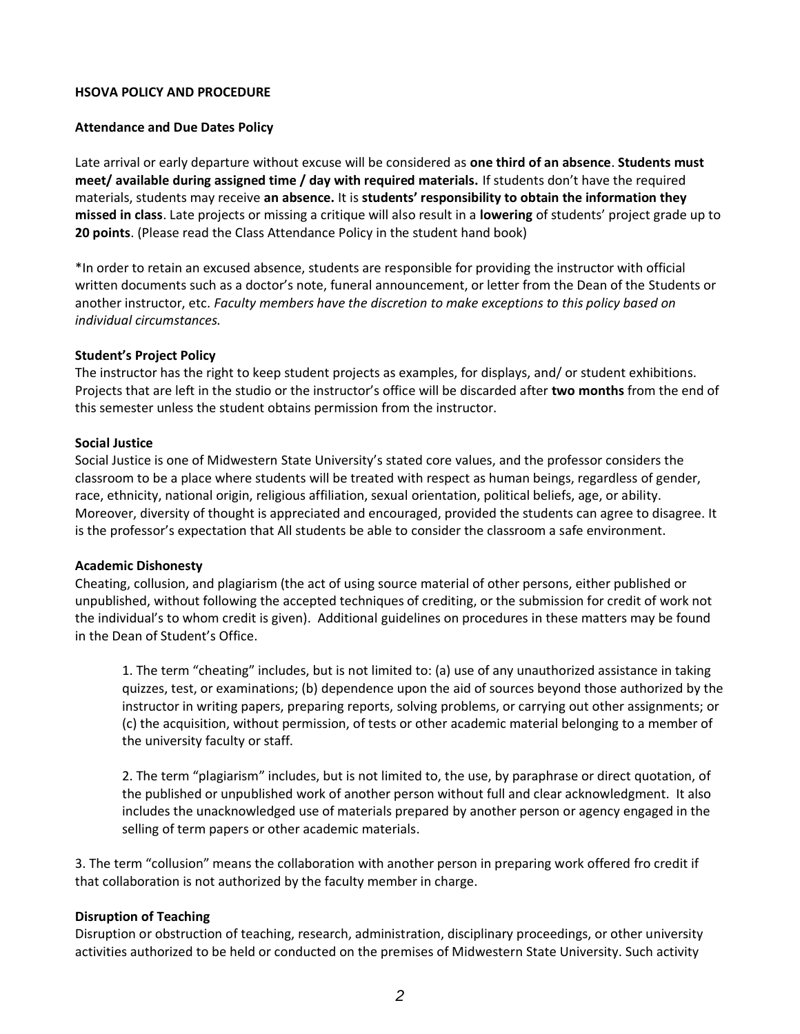**HSOVA POLICY AND PROCEDURE**

**Attendance and Due Dates Policy**

Late arrival or early departure without excuse will be considered as **one third of an absence**. **Students must meet/ available during assigned time / day with required materials.** If students don't have the required materials, students may receive **an absence.** It is **students' responsibility to obtain the information they missed in class**. Late projects or missing a critique will also result in a **lowering** of students' project grade up to **20 points**. (Please read the Class Attendance Policy in the student hand book)

*In order to retain an excused absence, students are responsible for providing the instructor with official written documents such as a doctor's note, funeral announcement, or letter from the Dean of the Students or another instructor, etc. *Faculty members have the discretion to make exceptions to this policy based on individual circumstances.*

**Student's Project Policy**

The instructor has the right to keep student projects as examples, for displays, and/ or student exhibitions. Projects that are left in the studio or the instructor's office will be discarded after **two months** from the end of this semester unless the student obtains permission from the instructor.

**Social Justice**

Social Justice is one of Midwestern State University's stated core values, and the professor considers the classroom to be a place where students will be treated with respect as human beings, regardless of gender, race, ethnicity, national origin, religious affiliation, sexual orientation, political beliefs, age, or ability. Moreover, diversity of thought is appreciated and encouraged, provided the students can agree to disagree. It is the professor's expectation that All students be able to consider the classroom a safe environment.

**Academic Dishonesty**

Cheating, collusion, and plagiarism (the act of using source material of other persons, either published or unpublished, without following the accepted techniques of crediting, or the submission for credit of work not the individual's to whom credit is given). Additional guidelines on procedures in these matters may be found in the Dean of Student's Office.

> 1. The term "cheating" includes, but is not limited to: (a) use of any unauthorized assistance in taking quizzes, test, or examinations; (b) dependence upon the aid of sources beyond those authorized by the instructor in writing papers, preparing reports, solving problems, or carrying out other assignments; or (c) the acquisition, without permission, of tests or other academic material belonging to a member of the university faculty or staff.
>
> 2. The term "plagiarism" includes, but is not limited to, the use, by paraphrase or direct quotation, of the published or unpublished work of another person without full and clear acknowledgment. It also includes the unacknowledged use of materials prepared by another person or agency engaged in the selling of term papers or other academic materials.

3. The term "collusion" means the collaboration with another person in preparing work offered fro credit if that collaboration is not authorized by the faculty member in charge.

**Disruption of Teaching**

Disruption or obstruction of teaching, research, administration, disciplinary proceedings, or other university activities authorized to be held or conducted on the premises of Midwestern State University. Such activity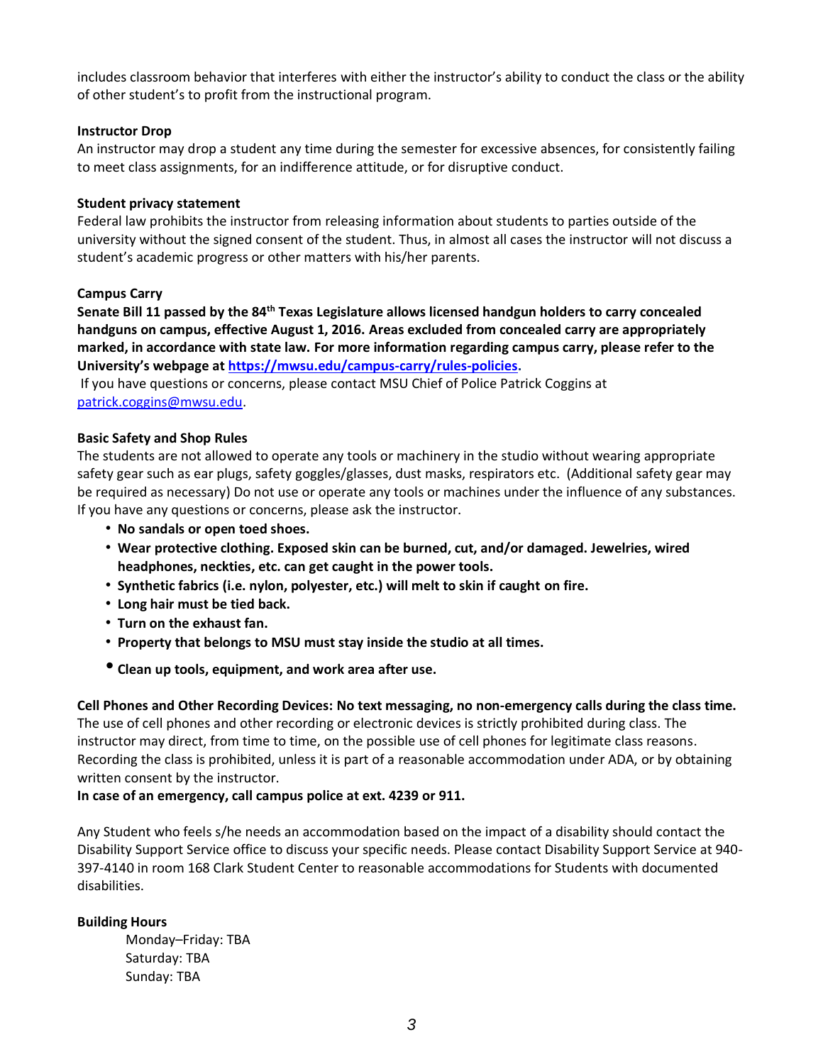includes classroom behavior that interferes with either the instructor's ability to conduct the class or the ability of other student's to profit from the instructional program.

**Instructor Drop**

An instructor may drop a student any time during the semester for excessive absences, for consistently failing to meet class assignments, for an indifference attitude, or for disruptive conduct.

**Student privacy statement**

Federal law prohibits the instructor from releasing information about students to parties outside of the university without the signed consent of the student. Thus, in almost all cases the instructor will not discuss a student's academic progress or other matters with his/her parents.

**Campus Carry**

**Senate Bill 11 passed by the 84th Texas Legislature allows licensed handgun holders to carry concealed handguns on campus, effective August 1, 2016. Areas excluded from concealed carry are appropriately marked, in accordance with state law. For more information regarding campus carry, please refer to the University's webpage at [https://mwsu.edu/campus-carry/rules-policies](https://mwsu.edu/campus-carry/rules-policies).**

If you have questions or concerns, please contact MSU Chief of Police Patrick Coggins at [patrick.coggins@mwsu.edu](mailto:patrick.coggins@mwsu.edu).

**Basic Safety and Shop Rules**

The students are not allowed to operate any tools or machinery in the studio without wearing appropriate safety gear such as ear plugs, safety goggles/glasses, dust masks, respirators etc. (Additional safety gear may be required as necessary) Do not use or operate any tools or machines under the influence of any substances. If you have any questions or concerns, please ask the instructor.

- **No sandals or open toed shoes.**
- **Wear protective clothing. Exposed skin can be burned, cut, and/or damaged. Jewelries, wired headphones, neckties, etc. can get caught in the power tools.**
- **Synthetic fabrics (i.e. nylon, polyester, etc.) will melt to skin if caught on fire.**
- **Long hair must be tied back.**
- **Turn on the exhaust fan.**
- **Property that belongs to MSU must stay inside the studio at all times.**
- **Clean up tools, equipment, and work area after use.**

**Cell Phones and Other Recording Devices: No text messaging, no non-emergency calls during the class time.**
The use of cell phones and other recording or electronic devices is strictly prohibited during class. The instructor may direct, from time to time, on the possible use of cell phones for legitimate class reasons. Recording the class is prohibited, unless it is part of a reasonable accommodation under ADA, or by obtaining written consent by the instructor.
**In case of an emergency, call campus police at ext. 4239 or 911.**

Any Student who feels s/he needs an accommodation based on the impact of a disability should contact the Disability Support Service office to discuss your specific needs. Please contact Disability Support Service at 940-397-4140 in room 168 Clark Student Center to reasonable accommodations for Students with documented disabilities.

**Building Hours**

Monday–Friday: TBA
Saturday: TBA
Sunday: TBA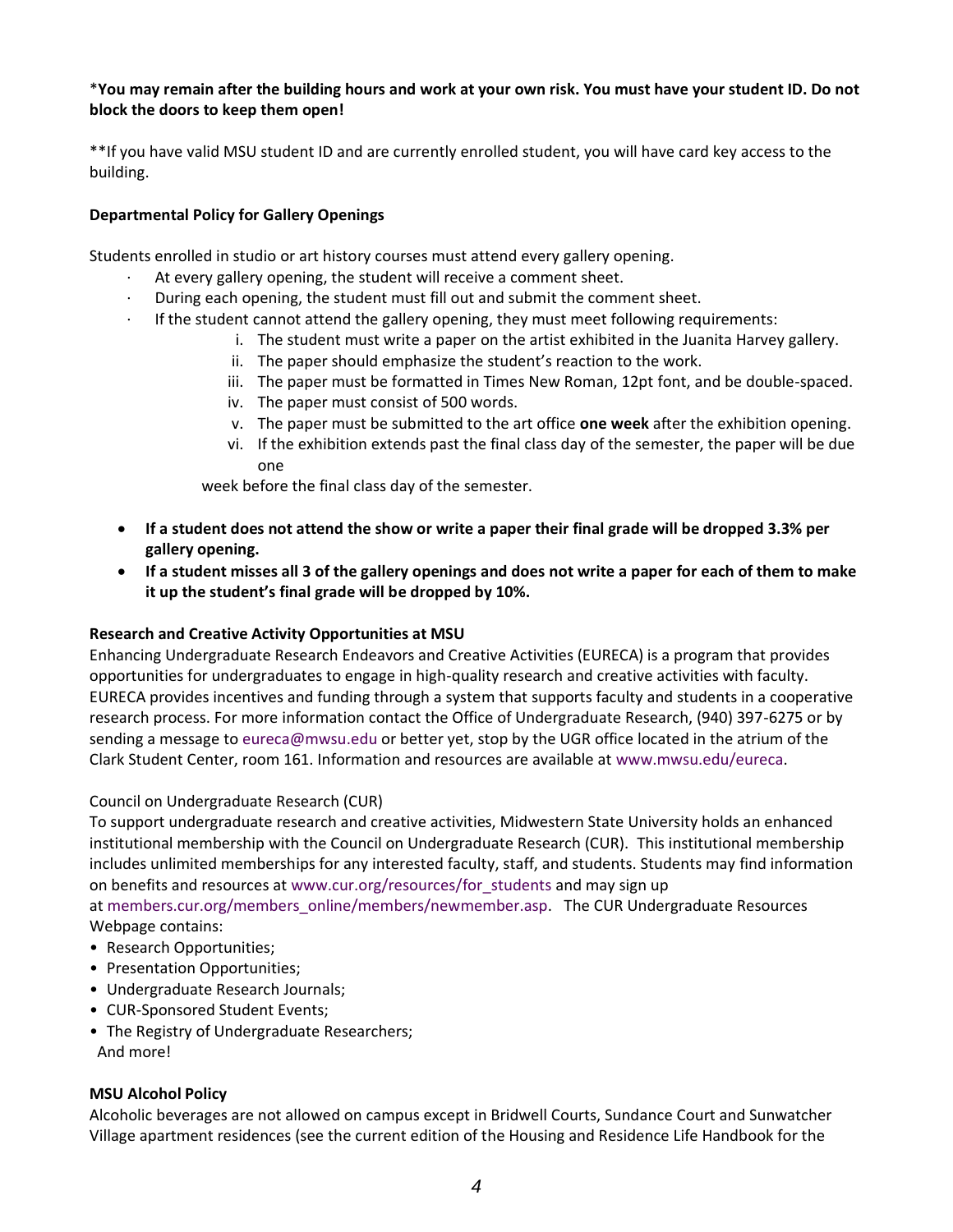***You may remain after the building hours and work at your own risk. You must have your student ID. Do not block the doors to keep them open!**

**If you have valid MSU student ID and are currently enrolled student, you will have card key access to the building.

**Departmental Policy for Gallery Openings**

Students enrolled in studio or art history courses must attend every gallery opening.

- At every gallery opening, the student will receive a comment sheet.
- During each opening, the student must fill out and submit the comment sheet.
- If the student cannot attend the gallery opening, they must meet following requirements:
  - i. The student must write a paper on the artist exhibited in the Juanita Harvey gallery.
  - ii. The paper should emphasize the student's reaction to the work.
  - iii. The paper must be formatted in Times New Roman, 12pt font, and be double-spaced.
  - iv. The paper must consist of 500 words.
  - v. The paper must be submitted to the art office **one week** after the exhibition opening.
  - vi. If the exhibition extends past the final class day of the semester, the paper will be due one week before the final class day of the semester.

- **If a student does not attend the show or write a paper their final grade will be dropped 3.3% per gallery opening.**
- **If a student misses all 3 of the gallery openings and does not write a paper for each of them to make it up the student's final grade will be dropped by 10%.**

**Research and Creative Activity Opportunities at MSU**

Enhancing Undergraduate Research Endeavors and Creative Activities (EURECA) is a program that provides opportunities for undergraduates to engage in high-quality research and creative activities with faculty. EURECA provides incentives and funding through a system that supports faculty and students in a cooperative research process. For more information contact the Office of Undergraduate Research, (940) 397-6275 or by sending a message to eureca@mwsu.edu or better yet, stop by the UGR office located in the atrium of the Clark Student Center, room 161. Information and resources are available at www.mwsu.edu/eureca.

Council on Undergraduate Research (CUR)

To support undergraduate research and creative activities, Midwestern State University holds an enhanced institutional membership with the Council on Undergraduate Research (CUR). This institutional membership includes unlimited memberships for any interested faculty, staff, and students. Students may find information on benefits and resources at www.cur.org/resources/for_students and may sign up at members.cur.org/members_online/members/newmember.asp. The CUR Undergraduate Resources Webpage contains:

- Research Opportunities;
- Presentation Opportunities;
- Undergraduate Research Journals;
- CUR-Sponsored Student Events;
- The Registry of Undergraduate Researchers;

And more!

**MSU Alcohol Policy**

Alcoholic beverages are not allowed on campus except in Bridwell Courts, Sundance Court and Sunwatcher Village apartment residences (see the current edition of the Housing and Residence Life Handbook for the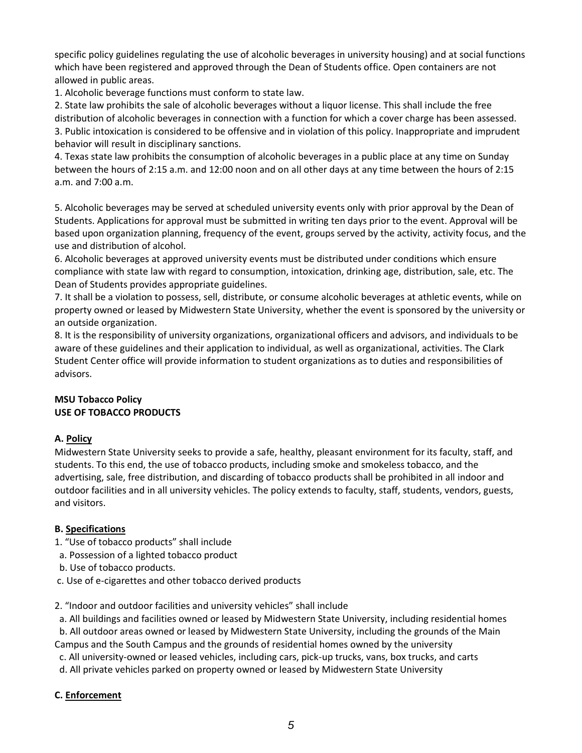specific policy guidelines regulating the use of alcoholic beverages in university housing) and at social functions which have been registered and approved through the Dean of Students office. Open containers are not allowed in public areas.

1. Alcoholic beverage functions must conform to state law.
2. State law prohibits the sale of alcoholic beverages without a liquor license. This shall include the free distribution of alcoholic beverages in connection with a function for which a cover charge has been assessed.
3. Public intoxication is considered to be offensive and in violation of this policy. Inappropriate and imprudent behavior will result in disciplinary sanctions.
4. Texas state law prohibits the consumption of alcoholic beverages in a public place at any time on Sunday between the hours of 2:15 a.m. and 12:00 noon and on all other days at any time between the hours of 2:15 a.m. and 7:00 a.m.

5. Alcoholic beverages may be served at scheduled university events only with prior approval by the Dean of Students. Applications for approval must be submitted in writing ten days prior to the event. Approval will be based upon organization planning, frequency of the event, groups served by the activity, activity focus, and the use and distribution of alcohol.
6. Alcoholic beverages at approved university events must be distributed under conditions which ensure compliance with state law with regard to consumption, intoxication, drinking age, distribution, sale, etc. The Dean of Students provides appropriate guidelines.
7. It shall be a violation to possess, sell, distribute, or consume alcoholic beverages at athletic events, while on property owned or leased by Midwestern State University, whether the event is sponsored by the university or an outside organization.
8. It is the responsibility of university organizations, organizational officers and advisors, and individuals to be aware of these guidelines and their application to individual, as well as organizational, activities. The Clark Student Center office will provide information to student organizations as to duties and responsibilities of advisors.

**MSU Tobacco Policy**
**USE OF TOBACCO PRODUCTS**

**A. Policy**

Midwestern State University seeks to provide a safe, healthy, pleasant environment for its faculty, staff, and students. To this end, the use of tobacco products, including smoke and smokeless tobacco, and the advertising, sale, free distribution, and discarding of tobacco products shall be prohibited in all indoor and outdoor facilities and in all university vehicles. The policy extends to faculty, staff, students, vendors, guests, and visitors.

**B. Specifications**

1. "Use of tobacco products" shall include
   a. Possession of a lighted tobacco product
   b. Use of tobacco products.
   c. Use of e-cigarettes and other tobacco derived products

2. "Indoor and outdoor facilities and university vehicles" shall include
   a. All buildings and facilities owned or leased by Midwestern State University, including residential homes
   b. All outdoor areas owned or leased by Midwestern State University, including the grounds of the Main Campus and the South Campus and the grounds of residential homes owned by the university
   c. All university-owned or leased vehicles, including cars, pick-up trucks, vans, box trucks, and carts
   d. All private vehicles parked on property owned or leased by Midwestern State University

**C. Enforcement**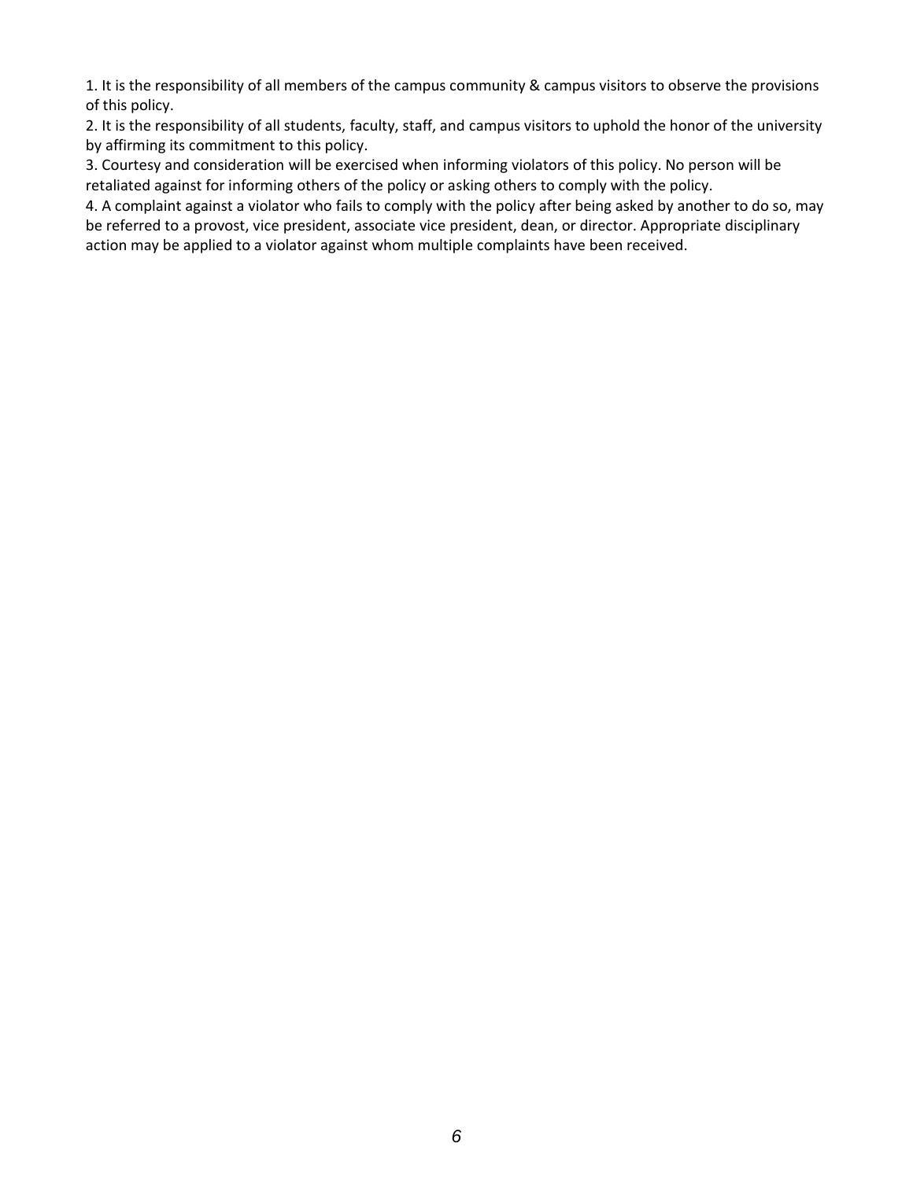1. It is the responsibility of all members of the campus community & campus visitors to observe the provisions of this policy.
2. It is the responsibility of all students, faculty, staff, and campus visitors to uphold the honor of the university by affirming its commitment to this policy.
3. Courtesy and consideration will be exercised when informing violators of this policy. No person will be retaliated against for informing others of the policy or asking others to comply with the policy.
4. A complaint against a violator who fails to comply with the policy after being asked by another to do so, may be referred to a provost, vice president, associate vice president, dean, or director. Appropriate disciplinary action may be applied to a violator against whom multiple complaints have been received.